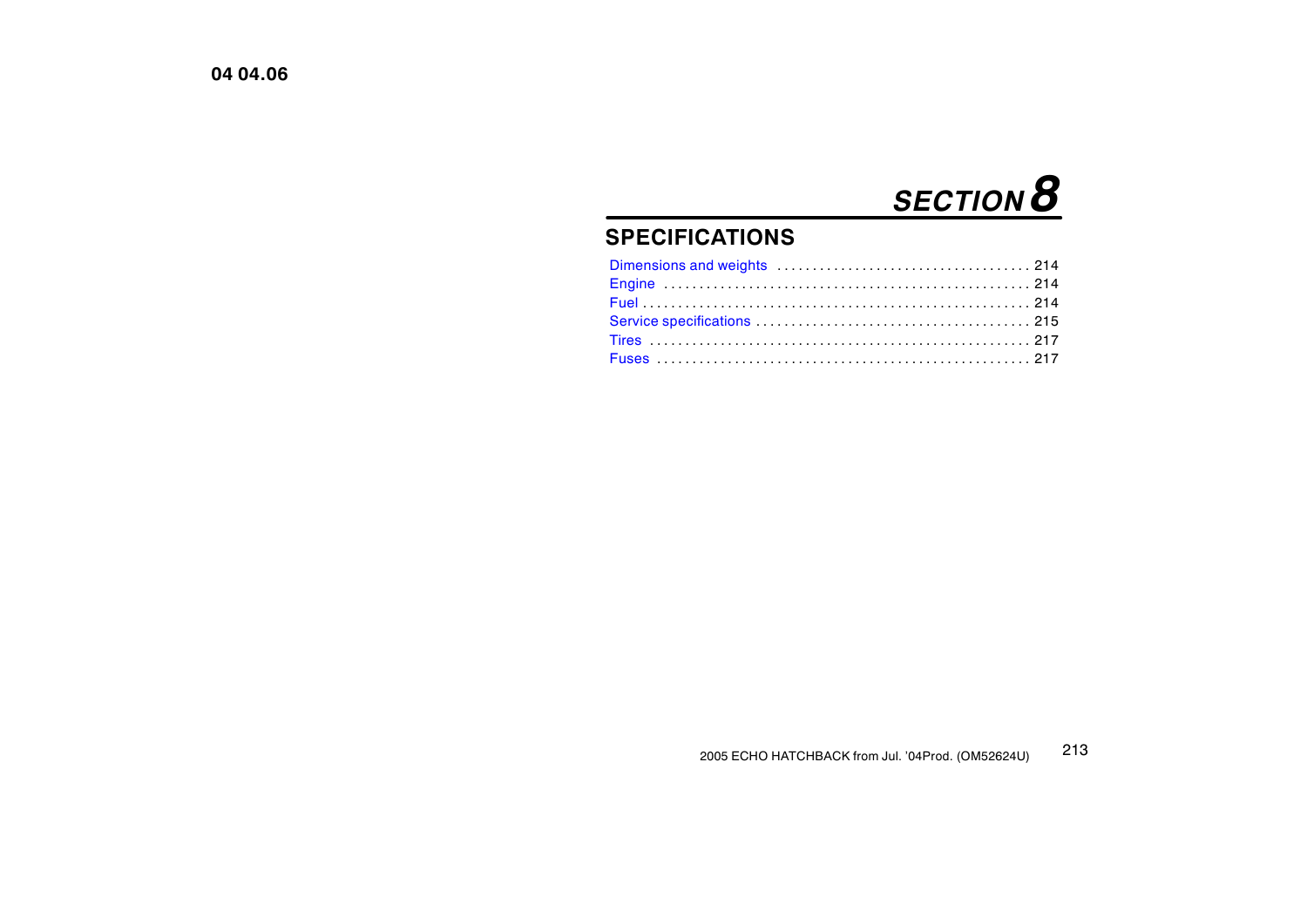# SECTION 8

## SPECIFICATIONS

Dimensions and weights .................................... 214
Engine .................................................... 214
Fuel ...................................................... 214
Service specifications .................................... 215
Tires ..................................................... 217
Fuses ..................................................... 217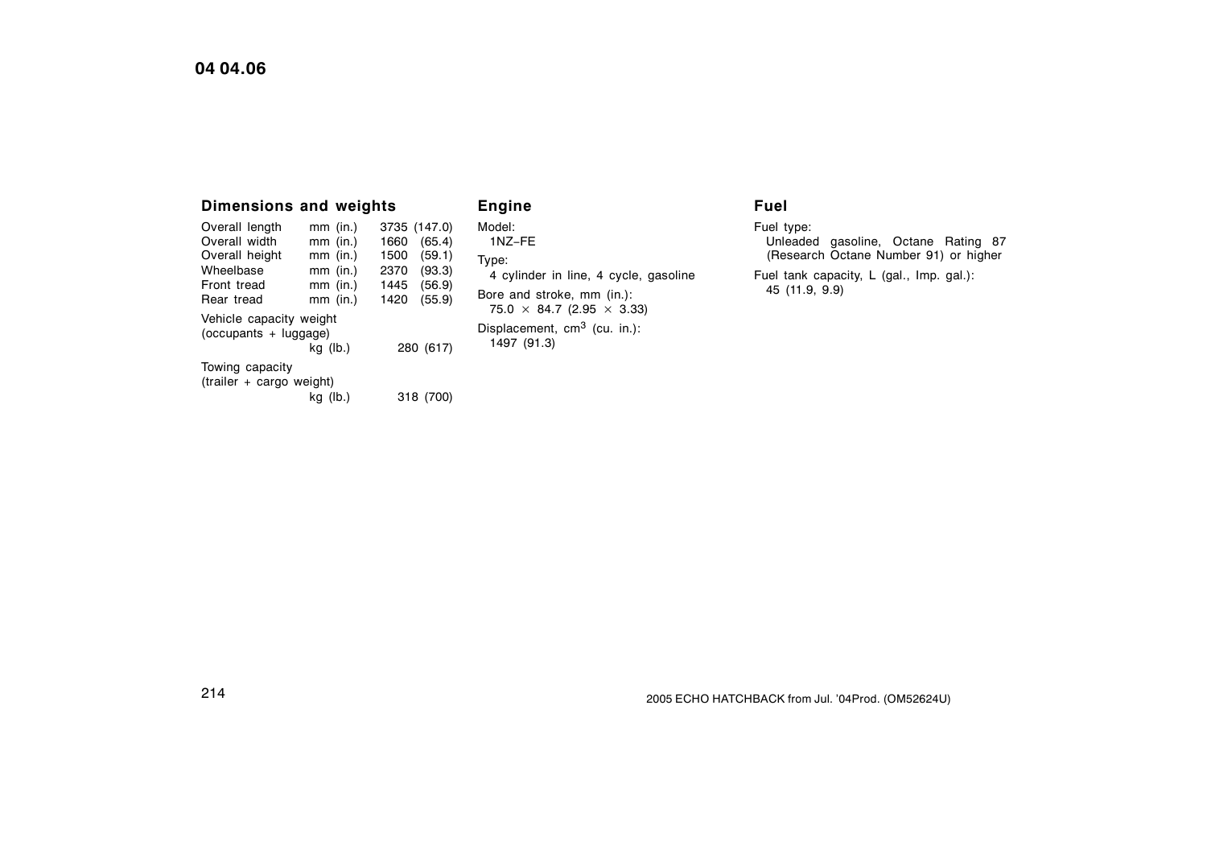## Dimensions and weights

| | | | |
|---|---|---|---|
| Overall length | mm (in.) | 3735 | (147.0) |
| Overall width | mm (in.) | 1660 | (65.4) |
| Overall height | mm (in.) | 1500 | (59.1) |
| Wheelbase | mm (in.) | 2370 | (93.3) |
| Front tread | mm (in.) | 1445 | (56.9) |
| Rear tread | mm (in.) | 1420 | (55.9) |

Vehicle capacity weight (occupants + luggage)
kg (lb.) 280 (617)

Towing capacity (trailer + cargo weight)
kg (lb.) 318 (700)

## Engine

Model:
1NZ–FE

Type:
4 cylinder in line, 4 cycle, gasoline

Bore and stroke, mm (in.):
75.0 × 84.7 (2.95 × 3.33)

Displacement, $cm^3$ (cu. in.):
1497 (91.3)

## Fuel

Fuel type:
Unleaded gasoline, Octane Rating 87 (Research Octane Number 91) or higher

Fuel tank capacity, L (gal., Imp. gal.):
45 (11.9, 9.9)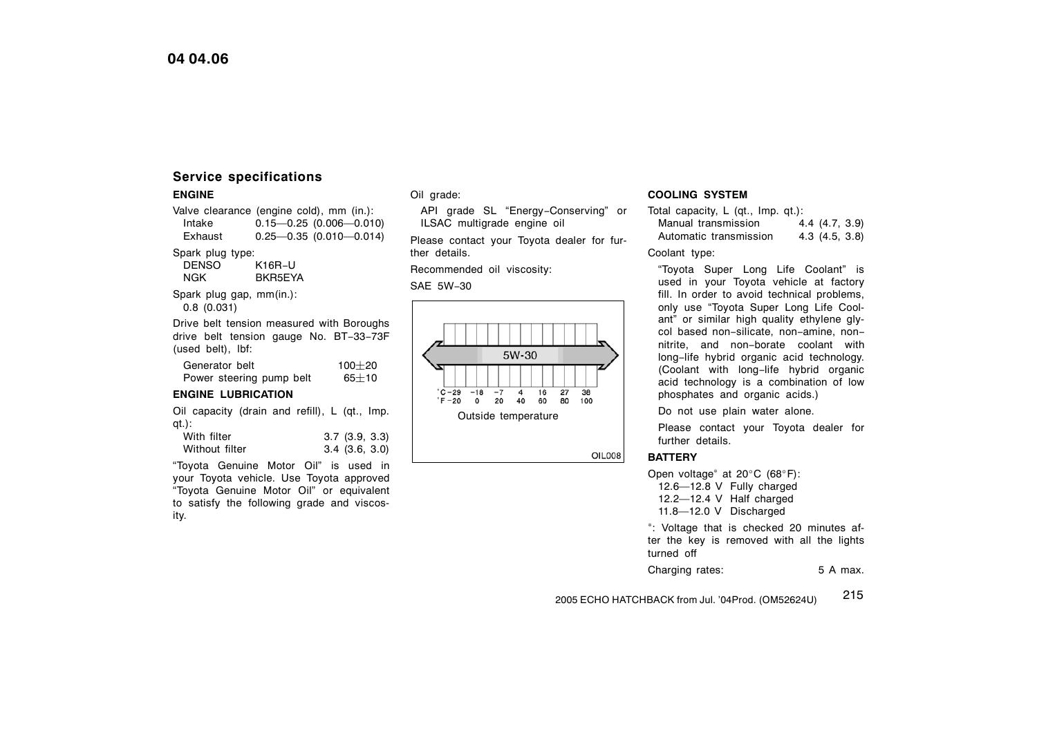## Service specifications

### ENGINE

Valve clearance (engine cold), mm (in.):

| | |
|---|---|
| Intake | 0.15—0.25 (0.006—0.010) |
| Exhaust | 0.25—0.35 (0.010—0.014) |

Spark plug type:

| | |
|---|---|
| DENSO | K16R−U |
| NGK | BKR5EYA |

Spark plug gap, mm(in.):
0.8 (0.031)

Drive belt tension measured with Boroughs drive belt tension gauge No. BT−33−73F (used belt), lbf:

| | |
|---|---|
| Generator belt | $100 \pm 20$ |
| Power steering pump belt | $65 \pm 10$ |

### ENGINE LUBRICATION

Oil capacity (drain and refill), L (qt., Imp. qt.):

| | |
|---|---|
| With filter | 3.7 (3.9, 3.3) |
| Without filter | 3.4 (3.6, 3.0) |

"Toyota Genuine Motor Oil" is used in your Toyota vehicle. Use Toyota approved "Toyota Genuine Motor Oil" or equivalent to satisfy the following grade and viscosity.

Oil grade:

API grade SL "Energy−Conserving" or ILSAC multigrade engine oil

Please contact your Toyota dealer for further details.

Recommended oil viscosity:

SAE 5W−30

5W-30

°C −29 −18 −7 4 16 27 38
°F −20 0 20 40 60 80 100

Outside temperature

OIL008

### COOLING SYSTEM

Total capacity, L (qt., Imp. qt.):

| | |
|---|---|
| Manual transmission | 4.4 (4.7, 3.9) |
| Automatic transmission | 4.3 (4.5, 3.8) |

Coolant type:

"Toyota Super Long Life Coolant" is used in your Toyota vehicle at factory fill. In order to avoid technical problems, only use "Toyota Super Long Life Coolant" or similar high quality ethylene glycol based non−silicate, non−amine, non−nitrite, and non−borate coolant with long−life hybrid organic acid technology. (Coolant with long−life hybrid organic acid technology is a combination of low phosphates and organic acids.)

Do not use plain water alone.

Please contact your Toyota dealer for further details.

### BATTERY

Open voltage* at 20°C (68°F):

| | |
|---|---|
| 12.6—12.8 V | Fully charged |
| 12.2—12.4 V | Half charged |
| 11.8—12.0 V | Discharged |

*: Voltage that is checked 20 minutes after the key is removed with all the lights turned off

Charging rates: 5 A max.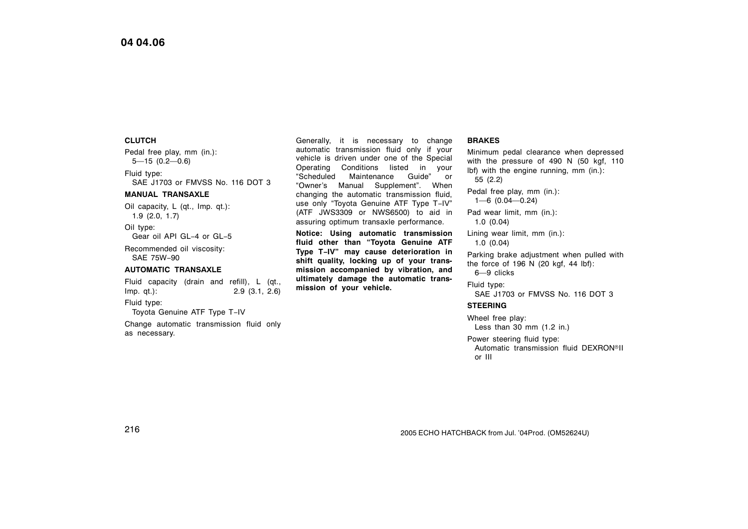**CLUTCH**

Pedal free play, mm (in.):
5—15 (0.2—0.6)

Fluid type:
SAE J1703 or FMVSS No. 116 DOT 3

**MANUAL TRANSAXLE**

Oil capacity, L (qt., Imp. qt.):
1.9 (2.0, 1.7)

Oil type:
Gear oil API GL−4 or GL−5

Recommended oil viscosity:
SAE 75W−90

**AUTOMATIC TRANSAXLE**

Fluid capacity (drain and refill), L (qt., Imp. qt.): 2.9 (3.1, 2.6)

Fluid type:
Toyota Genuine ATF Type T−IV

Change automatic transmission fluid only as necessary.

Generally, it is necessary to change automatic transmission fluid only if your vehicle is driven under one of the Special Operating Conditions listed in your "Scheduled Maintenance Guide" or "Owner's Manual Supplement". When changing the automatic transmission fluid, use only "Toyota Genuine ATF Type T−IV" (ATF JWS3309 or NWS6500) to aid in assuring optimum transaxle performance.

**Notice: Using automatic transmission fluid other than "Toyota Genuine ATF Type T−IV" may cause deterioration in shift quality, locking up of your transmission accompanied by vibration, and ultimately damage the automatic transmission of your vehicle.**

**BRAKES**

Minimum pedal clearance when depressed with the pressure of 490 N (50 kgf, 110 lbf) with the engine running, mm (in.):
55 (2.2)

Pedal free play, mm (in.):
1—6 (0.04—0.24)

Pad wear limit, mm (in.):
1.0 (0.04)

Lining wear limit, mm (in.):
1.0 (0.04)

Parking brake adjustment when pulled with the force of 196 N (20 kgf, 44 lbf):
6—9 clicks

Fluid type:
SAE J1703 or FMVSS No. 116 DOT 3

**STEERING**

Wheel free play:
Less than 30 mm (1.2 in.)

Power steering fluid type:
Automatic transmission fluid DEXRON®II or III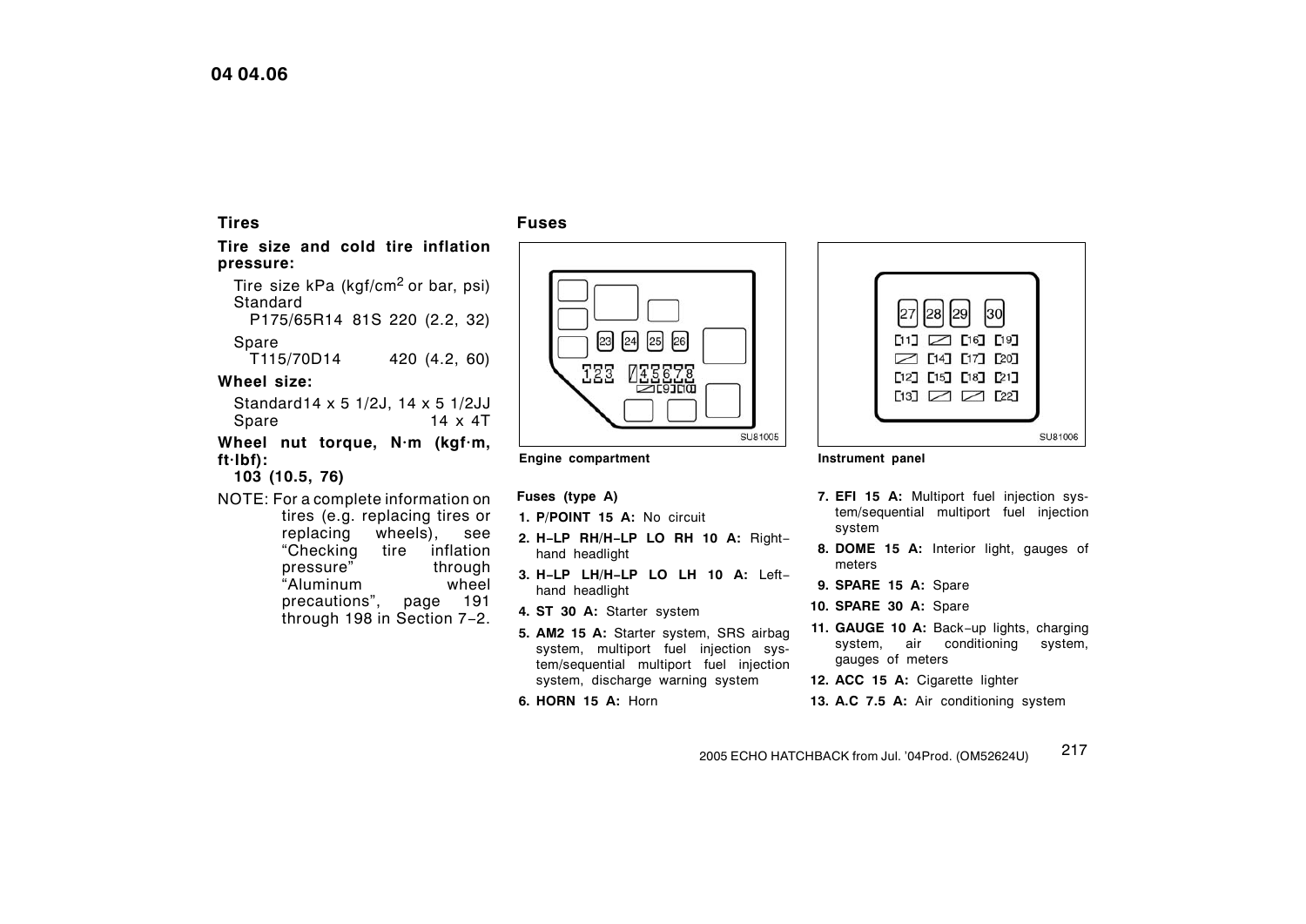## Tires

### Tire size and cold tire inflation pressure:

Tire size kPa (kgf/cm$^2$ or bar, psi)
Standard
P175/65R14 81S 220 (2.2, 32)

Spare
T115/70D14 420 (4.2, 60)

### Wheel size:

Standard 14 x 5 1/2J, 14 x 5 1/2JJ
Spare 14 x 4T

### Wheel nut torque, N·m (kgf·m, ft·lbf):

**103 (10.5, 76)**

NOTE: For a complete information on tires (e.g. replacing tires or replacing wheels), see "Checking tire inflation pressure" through "Aluminum wheel precautions", page 191 through 198 in Section 7−2.

## Fuses

Engine compartment

Instrument panel

**Fuses (type A)**

1. **P/POINT 15 A:** No circuit
2. **H−LP RH/H−LP LO RH 10 A:** Right−hand headlight
3. **H−LP LH/H−LP LO LH 10 A:** Left−hand headlight
4. **ST 30 A:** Starter system
5. **AM2 15 A:** Starter system, SRS airbag system, multiport fuel injection system/sequential multiport fuel injection system, discharge warning system
6. **HORN 15 A:** Horn
7. **EFI 15 A:** Multiport fuel injection system/sequential multiport fuel injection system
8. **DOME 15 A:** Interior light, gauges of meters
9. **SPARE 15 A:** Spare
10. **SPARE 30 A:** Spare
11. **GAUGE 10 A:** Back−up lights, charging system, air conditioning system, gauges of meters
12. **ACC 15 A:** Cigarette lighter
13. **A.C 7.5 A:** Air conditioning system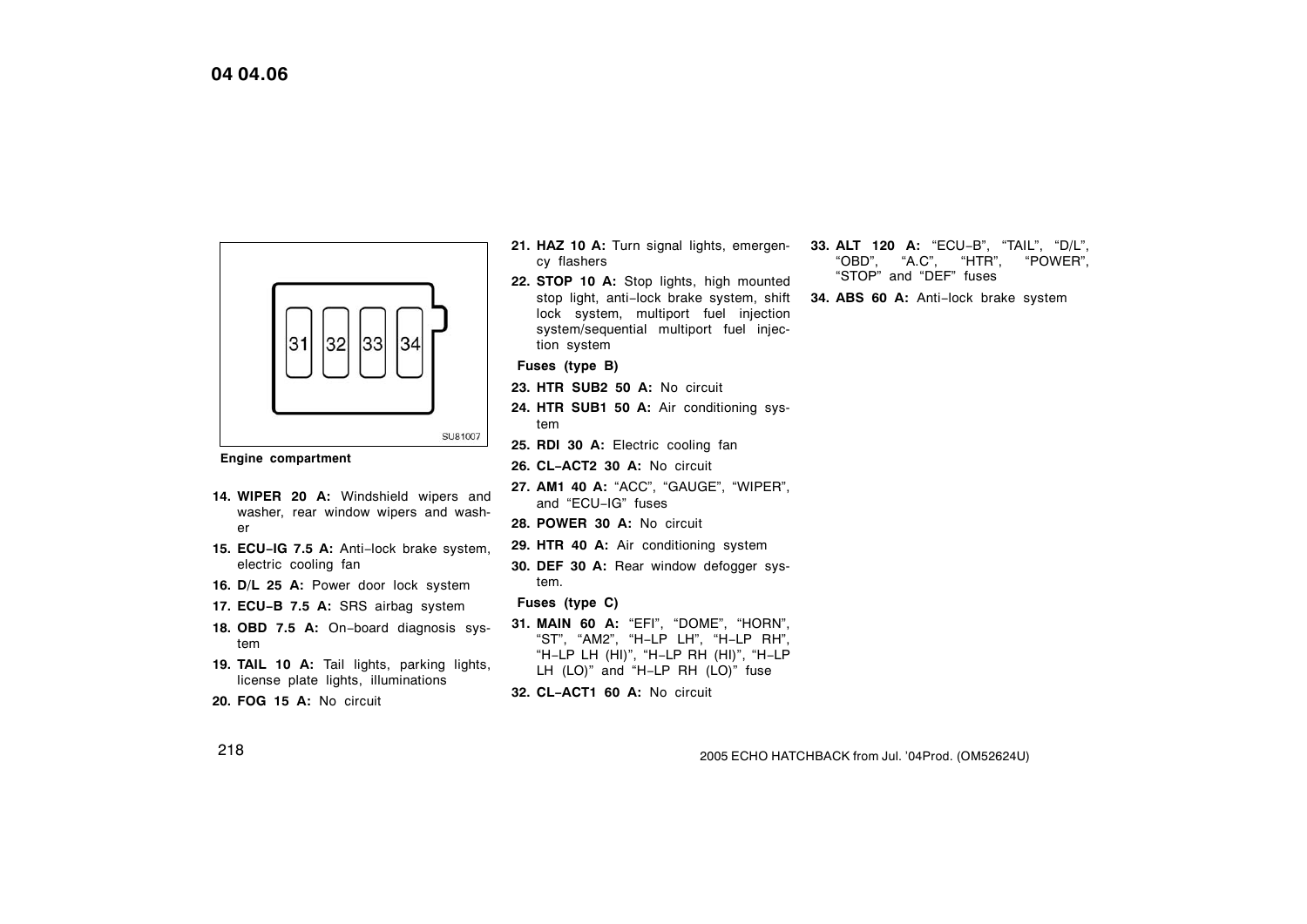31 32 33 34

SU81007

**Engine compartment**

14. **WIPER 20 A:** Windshield wipers and washer, rear window wipers and washer
15. **ECU−IG 7.5 A:** Anti−lock brake system, electric cooling fan
16. **D/L 25 A:** Power door lock system
17. **ECU−B 7.5 A:** SRS airbag system
18. **OBD 7.5 A:** On−board diagnosis system
19. **TAIL 10 A:** Tail lights, parking lights, license plate lights, illuminations
20. **FOG 15 A:** No circuit
21. **HAZ 10 A:** Turn signal lights, emergency flashers
22. **STOP 10 A:** Stop lights, high mounted stop light, anti−lock brake system, shift lock system, multiport fuel injection system/sequential multiport fuel injection system

**Fuses (type B)**

23. **HTR SUB2 50 A:** No circuit
24. **HTR SUB1 50 A:** Air conditioning system
25. **RDI 30 A:** Electric cooling fan
26. **CL−ACT2 30 A:** No circuit
27. **AM1 40 A:** "ACC", "GAUGE", "WIPER", and "ECU−IG" fuses
28. **POWER 30 A:** No circuit
29. **HTR 40 A:** Air conditioning system
30. **DEF 30 A:** Rear window defogger system.

**Fuses (type C)**

31. **MAIN 60 A:** "EFI", "DOME", "HORN", "ST", "AM2", "H−LP LH", "H−LP RH", "H−LP LH (HI)", "H−LP RH (HI)", "H−LP LH (LO)" and "H−LP RH (LO)" fuse
32. **CL−ACT1 60 A:** No circuit
33. **ALT 120 A:** "ECU−B", "TAIL", "D/L", "OBD", "A.C", "HTR", "POWER", "STOP" and "DEF" fuses
34. **ABS 60 A:** Anti−lock brake system